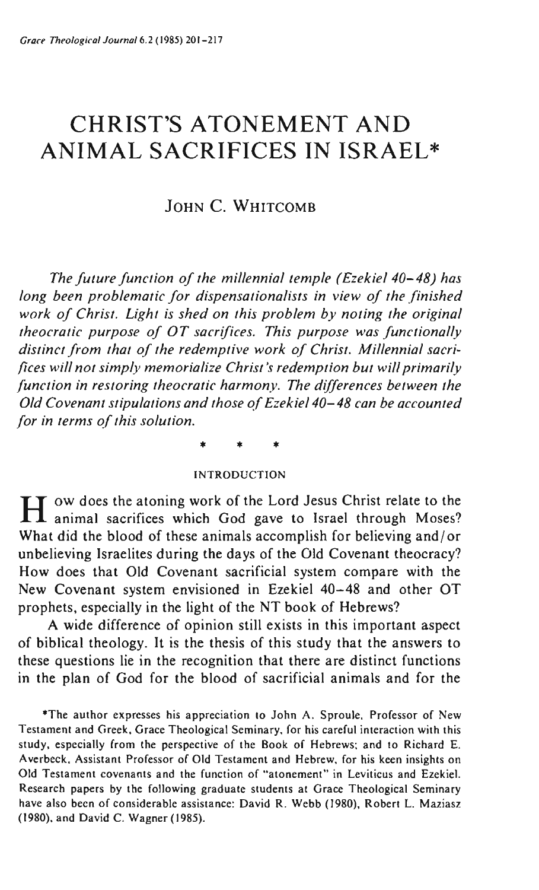# CHRIST'S ATONEMENT AND ANIMAL SACRIFICES IN ISRAEL*

## JOHN C. WHITCOMB

*The future function of the millennial temple (Ezekiel 40–48) has long been problematic for dispensationalists in view of the finished work of Christ. Light is shed on this problem by noting the original theocratic purpose of OT sacrifices. This purpose was functionally distinct from that of the redemptive work of Christ. Millennial sacrifices will not simply memorialize Christ's redemption but will primarily function in restoring theocratic harmony. The differences between the Old Covenant stipulations and those of Ezekiel 40–48 can be accounted for in terms of this solution.*

\* \* \*

### INTRODUCTION

How does the atoning work of the Lord Jesus Christ relate to the animal sacrifices which God gave to Israel through Moses? What did the blood of these animals accomplish for believing and/or unbelieving Israelites during the days of the Old Covenant theocracy? How does that Old Covenant sacrificial system compare with the New Covenant system envisioned in Ezekiel 40–48 and other OT prophets, especially in the light of the NT book of Hebrews?

A wide difference of opinion still exists in this important aspect of biblical theology. It is the thesis of this study that the answers to these questions lie in the recognition that there are distinct functions in the plan of God for the blood of sacrificial animals and for the

*The author expresses his appreciation to John A. Sproule, Professor of New Testament and Greek, Grace Theological Seminary, for his careful interaction with this study, especially from the perspective of the Book of Hebrews; and to Richard E. Averbeck, Assistant Professor of Old Testament and Hebrew, for his keen insights on Old Testament covenants and the function of "atonement" in Leviticus and Ezekiel. Research papers by the following graduate students at Grace Theological Seminary have also been of considerable assistance: David R. Webb (1980), Robert L. Maziasz (1980), and David C. Wagner (1985).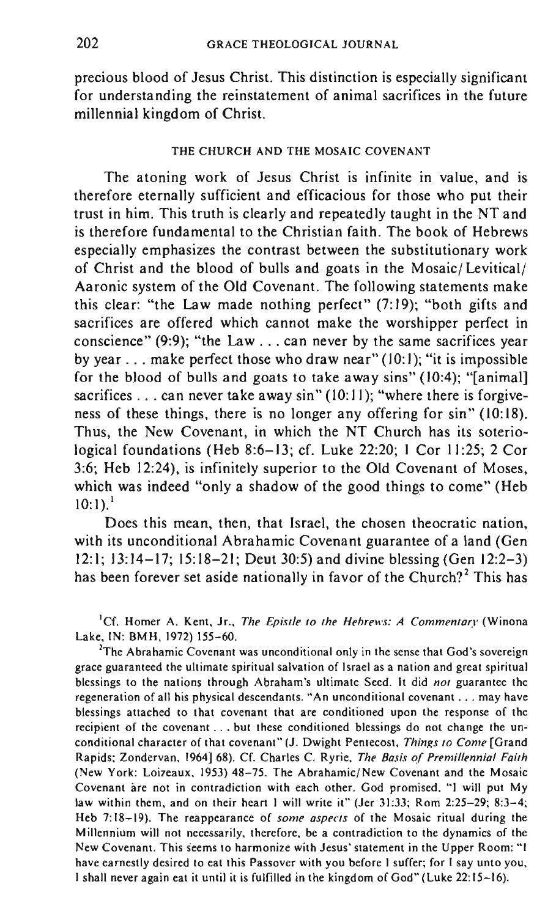precious blood of Jesus Christ. This distinction is especially significant for understanding the reinstatement of animal sacrifices in the future millennial kingdom of Christ.

## THE CHURCH AND THE MOSAIC COVENANT

The atoning work of Jesus Christ is infinite in value, and is therefore eternally sufficient and efficacious for those who put their trust in him. This truth is clearly and repeatedly taught in the NT and is therefore fundamental to the Christian faith. The book of Hebrews especially emphasizes the contrast between the substitutionary work of Christ and the blood of bulls and goats in the Mosaic/Levitical/Aaronic system of the Old Covenant. The following statements make this clear: "the Law made nothing perfect" (7:19); "both gifts and sacrifices are offered which cannot make the worshipper perfect in conscience" (9:9); "the Law . . . can never by the same sacrifices year by year . . . make perfect those who draw near" (10:1); "it is impossible for the blood of bulls and goats to take away sins" (10:4); "[animal] sacrifices . . . can never take away sin" (10:11); "where there is forgiveness of these things, there is no longer any offering for sin" (10:18). Thus, the New Covenant, in which the NT Church has its soteriological foundations (Heb 8:6–13; cf. Luke 22:20; 1 Cor 11:25; 2 Cor 3:6; Heb 12:24), is infinitely superior to the Old Covenant of Moses, which was indeed "only a shadow of the good things to come" (Heb 10:1).[1]

Does this mean, then, that Israel, the chosen theocratic nation, with its unconditional Abrahamic Covenant guarantee of a land (Gen 12:1; 13:14–17; 15:18–21; Deut 30:5) and divine blessing (Gen 12:2–3) has been forever set aside nationally in favor of the Church?[2] This has

[1]Cf. Homer A. Kent, Jr., *The Epistle to the Hebrews: A Commentary* (Winona Lake, IN: BMH, 1972) 155–60.

[2]The Abrahamic Covenant was unconditional only in the sense that God's sovereign grace guaranteed the ultimate spiritual salvation of Israel as a nation and great spiritual blessings to the nations through Abraham's ultimate Seed. It did *not* guarantee the regeneration of all his physical descendants. "An unconditional covenant . . . may have blessings attached to that covenant that are conditioned upon the response of the recipient of the covenant . . . but these conditioned blessings do not change the unconditional character of that covenant" (J. Dwight Pentecost, *Things to Come* [Grand Rapids: Zondervan, 1964] 68). Cf. Charles C. Ryrie, *The Basis of Premillennial Faith* (New York: Loizeaux, 1953) 48–75. The Abrahamic/New Covenant and the Mosaic Covenant are not in contradiction with each other. God promised, "I will put My law within them, and on their heart I will write it" (Jer 31:33; Rom 2:25–29; 8:3–4; Heb 7:18–19). The reappearance of *some aspects* of the Mosaic ritual during the Millennium will not necessarily, therefore, be a contradiction to the dynamics of the New Covenant. This seems to harmonize with Jesus' statement in the Upper Room: "I have earnestly desired to eat this Passover with you before I suffer; for I say unto you, I shall never again eat it until it is fulfilled in the kingdom of God" (Luke 22:15–16).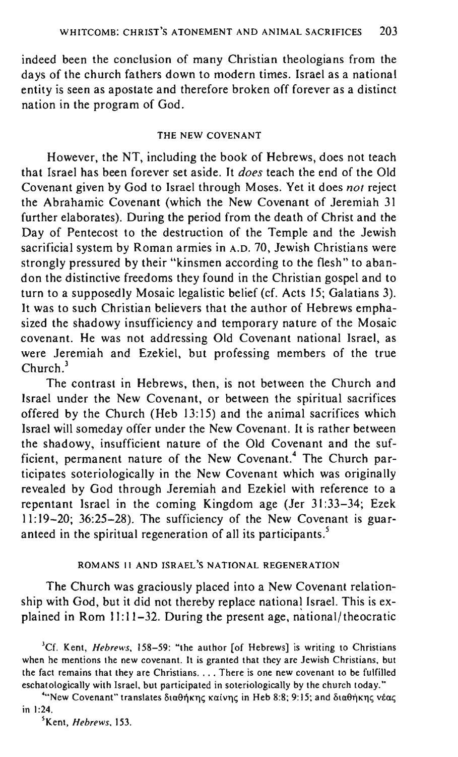indeed been the conclusion of many Christian theologians from the days of the church fathers down to modern times. Israel as a national entity is seen as apostate and therefore broken off forever as a distinct nation in the program of God.

## THE NEW COVENANT

However, the NT, including the book of Hebrews, does not teach that Israel has been forever set aside. It *does* teach the end of the Old Covenant given by God to Israel through Moses. Yet it does *not* reject the Abrahamic Covenant (which the New Covenant of Jeremiah 31 further elaborates). During the period from the death of Christ and the Day of Pentecost to the destruction of the Temple and the Jewish sacrificial system by Roman armies in A.D. 70, Jewish Christians were strongly pressured by their "kinsmen according to the flesh" to abandon the distinctive freedoms they found in the Christian gospel and to turn to a supposedly Mosaic legalistic belief (cf. Acts 15; Galatians 3). It was to such Christian believers that the author of Hebrews emphasized the shadowy insufficiency and temporary nature of the Mosaic covenant. He was not addressing Old Covenant national Israel, as were Jeremiah and Ezekiel, but professing members of the true Church.[3]

The contrast in Hebrews, then, is not between the Church and Israel under the New Covenant, or between the spiritual sacrifices offered by the Church (Heb 13:15) and the animal sacrifices which Israel will someday offer under the New Covenant. It is rather between the shadowy, insufficient nature of the Old Covenant and the sufficient, permanent nature of the New Covenant.[4] The Church participates soteriologically in the New Covenant which was originally revealed by God through Jeremiah and Ezekiel with reference to a repentant Israel in the coming Kingdom age (Jer 31:33–34; Ezek 11:19–20; 36:25–28). The sufficiency of the New Covenant is guaranteed in the spiritual regeneration of all its participants.[5]

## ROMANS 11 AND ISRAEL'S NATIONAL REGENERATION

The Church was graciously placed into a New Covenant relationship with God, but it did not thereby replace national Israel. This is explained in Rom 11:11–32. During the present age, national/theocratic

[3] Cf. Kent, *Hebrews*, 158–59: "the author [of Hebrews] is writing to Christians when he mentions the new covenant. It is granted that they are Jewish Christians, but the fact remains that they are Christians. . . . There is one new covenant to be fulfilled eschatologically with Israel, but participated in soteriologically by the church today."

[4] "New Covenant" translates διαθήκης καίνης in Heb 8:8; 9:15; and διαθήκης νέας in 1:24.

[5] Kent, *Hebrews*, 153.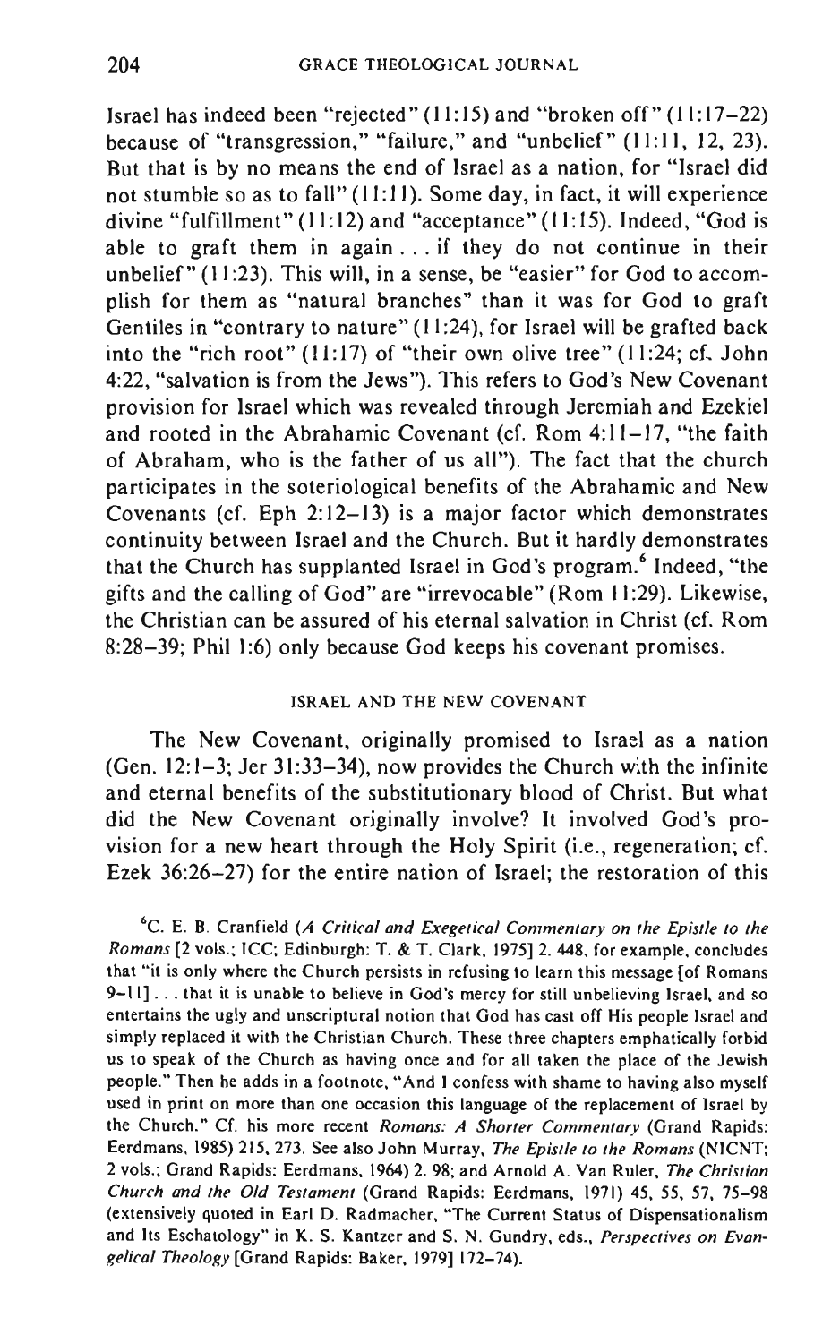Israel has indeed been "rejected" (11:15) and "broken off" (11:17–22) because of "transgression," "failure," and "unbelief" (11:11, 12, 23). But that is by no means the end of Israel as a nation, for "Israel did not stumble so as to fall" (11:11). Some day, in fact, it will experience divine "fulfillment" (11:12) and "acceptance" (11:15). Indeed, "God is able to graft them in again . . . if they do not continue in their unbelief" (11:23). This will, in a sense, be "easier" for God to accomplish for them as "natural branches" than it was for God to graft Gentiles in "contrary to nature" (11:24), for Israel will be grafted back into the "rich root" (11:17) of "their own olive tree" (11:24; cf. John 4:22, "salvation is from the Jews"). This refers to God's New Covenant provision for Israel which was revealed through Jeremiah and Ezekiel and rooted in the Abrahamic Covenant (cf. Rom 4:11–17, "the faith of Abraham, who is the father of us all"). The fact that the church participates in the soteriological benefits of the Abrahamic and New Covenants (cf. Eph 2:12–13) is a major factor which demonstrates continuity between Israel and the Church. But it hardly demonstrates that the Church has supplanted Israel in God's program.[6] Indeed, "the gifts and the calling of God" are "irrevocable" (Rom 11:29). Likewise, the Christian can be assured of his eternal salvation in Christ (cf. Rom 8:28–39; Phil 1:6) only because God keeps his covenant promises.

## ISRAEL AND THE NEW COVENANT

The New Covenant, originally promised to Israel as a nation (Gen. 12:1–3; Jer 31:33–34), now provides the Church with the infinite and eternal benefits of the substitutionary blood of Christ. But what did the New Covenant originally involve? It involved God's provision for a new heart through the Holy Spirit (i.e., regeneration; cf. Ezek 36:26–27) for the entire nation of Israel; the restoration of this

[6] C. E. B. Cranfield (*A Critical and Exegetical Commentary on the Epistle to the Romans* [2 vols.; ICC; Edinburgh: T. & T. Clark, 1975] 2. 448, for example, concludes that "it is only where the Church persists in refusing to learn this message [of Romans 9–11] . . . that it is unable to believe in God's mercy for still unbelieving Israel, and so entertains the ugly and unscriptural notion that God has cast off His people Israel and simply replaced it with the Christian Church. These three chapters emphatically forbid us to speak of the Church as having once and for all taken the place of the Jewish people." Then he adds in a footnote, "And I confess with shame to having also myself used in print on more than one occasion this language of the replacement of Israel by the Church." Cf. his more recent *Romans: A Shorter Commentary* (Grand Rapids: Eerdmans, 1985) 215, 273. See also John Murray, *The Epistle to the Romans* (NICNT; 2 vols.; Grand Rapids: Eerdmans, 1964) 2. 98; and Arnold A. Van Ruler, *The Christian Church and the Old Testament* (Grand Rapids: Eerdmans, 1971) 45, 55, 57, 75–98 (extensively quoted in Earl D. Radmacher, "The Current Status of Dispensationalism and Its Eschatology" in K. S. Kantzer and S. N. Gundry, eds., *Perspectives on Evangelical Theology* [Grand Rapids: Baker, 1979] 172–74).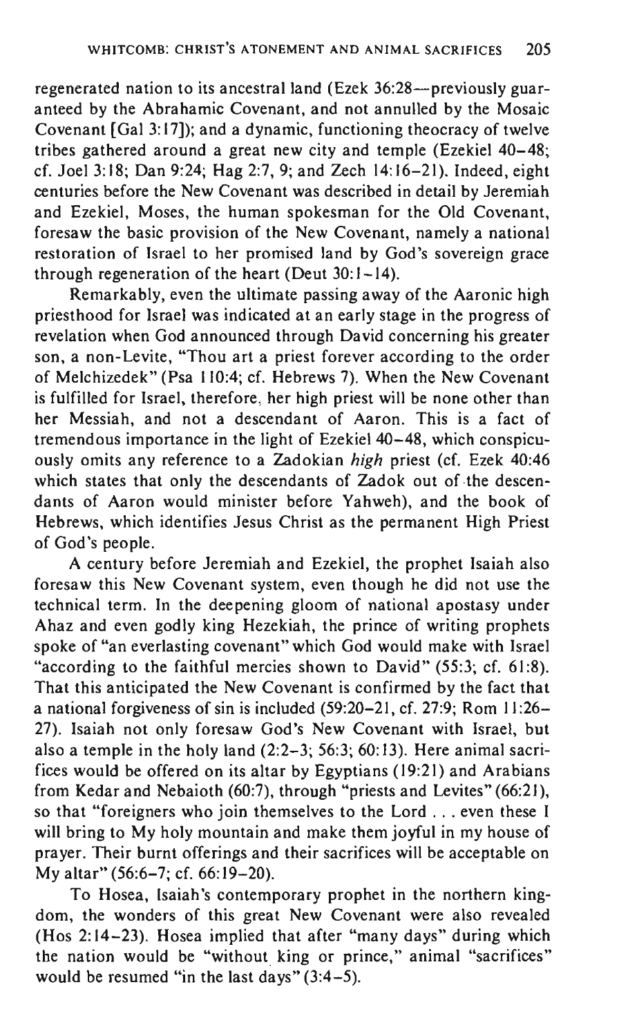regenerated nation to its ancestral land (Ezek 36:28—previously guaranteed by the Abrahamic Covenant, and not annulled by the Mosaic Covenant [Gal 3:17]); and a dynamic, functioning theocracy of twelve tribes gathered around a great new city and temple (Ezekiel 40–48; cf. Joel 3:18; Dan 9:24; Hag 2:7, 9; and Zech 14:16–21). Indeed, eight centuries before the New Covenant was described in detail by Jeremiah and Ezekiel, Moses, the human spokesman for the Old Covenant, foresaw the basic provision of the New Covenant, namely a national restoration of Israel to her promised land by God's sovereign grace through regeneration of the heart (Deut 30:1–14).

Remarkably, even the ultimate passing away of the Aaronic high priesthood for Israel was indicated at an early stage in the progress of revelation when God announced through David concerning his greater son, a non-Levite, "Thou art a priest forever according to the order of Melchizedek" (Psa 110:4; cf. Hebrews 7). When the New Covenant is fulfilled for Israel, therefore, her high priest will be none other than her Messiah, and not a descendant of Aaron. This is a fact of tremendous importance in the light of Ezekiel 40–48, which conspicuously omits any reference to a Zadokian *high* priest (cf. Ezek 40:46 which states that only the descendants of Zadok out of the descendants of Aaron would minister before Yahweh), and the book of Hebrews, which identifies Jesus Christ as the permanent High Priest of God's people.

A century before Jeremiah and Ezekiel, the prophet Isaiah also foresaw this New Covenant system, even though he did not use the technical term. In the deepening gloom of national apostasy under Ahaz and even godly king Hezekiah, the prince of writing prophets spoke of "an everlasting covenant" which God would make with Israel "according to the faithful mercies shown to David" (55:3; cf. 61:8). That this anticipated the New Covenant is confirmed by the fact that a national forgiveness of sin is included (59:20–21, cf. 27:9; Rom 11:26–27). Isaiah not only foresaw God's New Covenant with Israel, but also a temple in the holy land (2:2–3; 56:3; 60:13). Here animal sacrifices would be offered on its altar by Egyptians (19:21) and Arabians from Kedar and Nebaioth (60:7), through "priests and Levites" (66:21), so that "foreigners who join themselves to the Lord . . . even these I will bring to My holy mountain and make them joyful in my house of prayer. Their burnt offerings and their sacrifices will be acceptable on My altar" (56:6–7; cf. 66:19–20).

To Hosea, Isaiah's contemporary prophet in the northern kingdom, the wonders of this great New Covenant were also revealed (Hos 2:14–23). Hosea implied that after "many days" during which the nation would be "without king or prince," animal "sacrifices" would be resumed "in the last days" (3:4–5).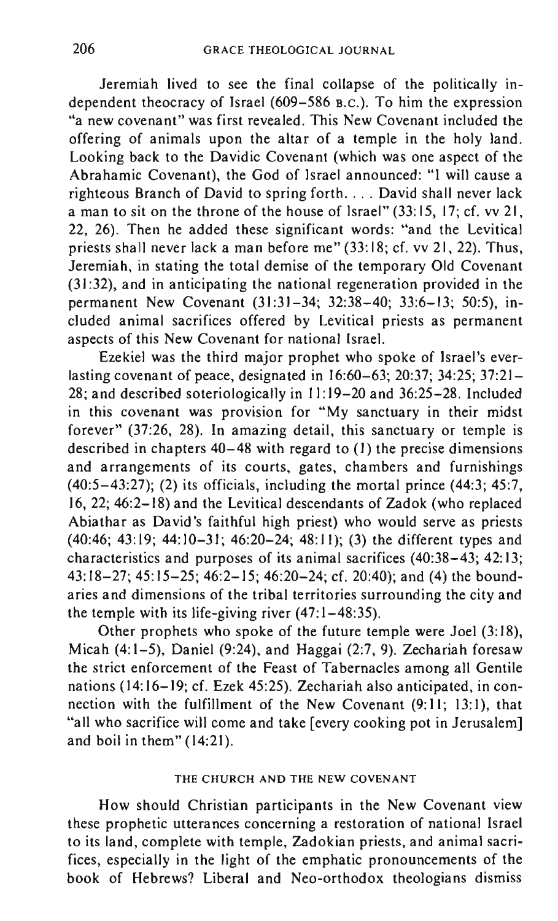Jeremiah lived to see the final collapse of the politically independent theocracy of Israel (609–586 B.C.). To him the expression "a new covenant" was first revealed. This New Covenant included the offering of animals upon the altar of a temple in the holy land. Looking back to the Davidic Covenant (which was one aspect of the Abrahamic Covenant), the God of Israel announced: "I will cause a righteous Branch of David to spring forth. . . . David shall never lack a man to sit on the throne of the house of Israel" (33:15, 17; cf. vv 21, 22, 26). Then he added these significant words: "and the Levitical priests shall never lack a man before me" (33:18; cf. vv 21, 22). Thus, Jeremiah, in stating the total demise of the temporary Old Covenant (31:32), and in anticipating the national regeneration provided in the permanent New Covenant (31:31–34; 32:38–40; 33:6–13; 50:5), included animal sacrifices offered by Levitical priests as permanent aspects of this New Covenant for national Israel.

Ezekiel was the third major prophet who spoke of Israel's everlasting covenant of peace, designated in 16:60–63; 20:37; 34:25; 37:21–28; and described soteriologically in 11:19–20 and 36:25–28. Included in this covenant was provision for "My sanctuary in their midst forever" (37:26, 28). In amazing detail, this sanctuary or temple is described in chapters 40–48 with regard to (1) the precise dimensions and arrangements of its courts, gates, chambers and furnishings (40:5–43:27); (2) its officials, including the mortal prince (44:3; 45:7, 16, 22; 46:2–18) and the Levitical descendants of Zadok (who replaced Abiathar as David's faithful high priest) who would serve as priests (40:46; 43:19; 44:10–31; 46:20–24; 48:11); (3) the different types and characteristics and purposes of its animal sacrifices (40:38–43; 42:13; 43:18–27; 45:15–25; 46:2–15; 46:20–24; cf. 20:40); and (4) the boundaries and dimensions of the tribal territories surrounding the city and the temple with its life-giving river (47:1–48:35).

Other prophets who spoke of the future temple were Joel (3:18), Micah (4:1–5), Daniel (9:24), and Haggai (2:7, 9). Zechariah foresaw the strict enforcement of the Feast of Tabernacles among all Gentile nations (14:16–19; cf. Ezek 45:25). Zechariah also anticipated, in connection with the fulfillment of the New Covenant (9:11; 13:1), that "all who sacrifice will come and take [every cooking pot in Jerusalem] and boil in them" (14:21).

## THE CHURCH AND THE NEW COVENANT

How should Christian participants in the New Covenant view these prophetic utterances concerning a restoration of national Israel to its land, complete with temple, Zadokian priests, and animal sacrifices, especially in the light of the emphatic pronouncements of the book of Hebrews? Liberal and Neo-orthodox theologians dismiss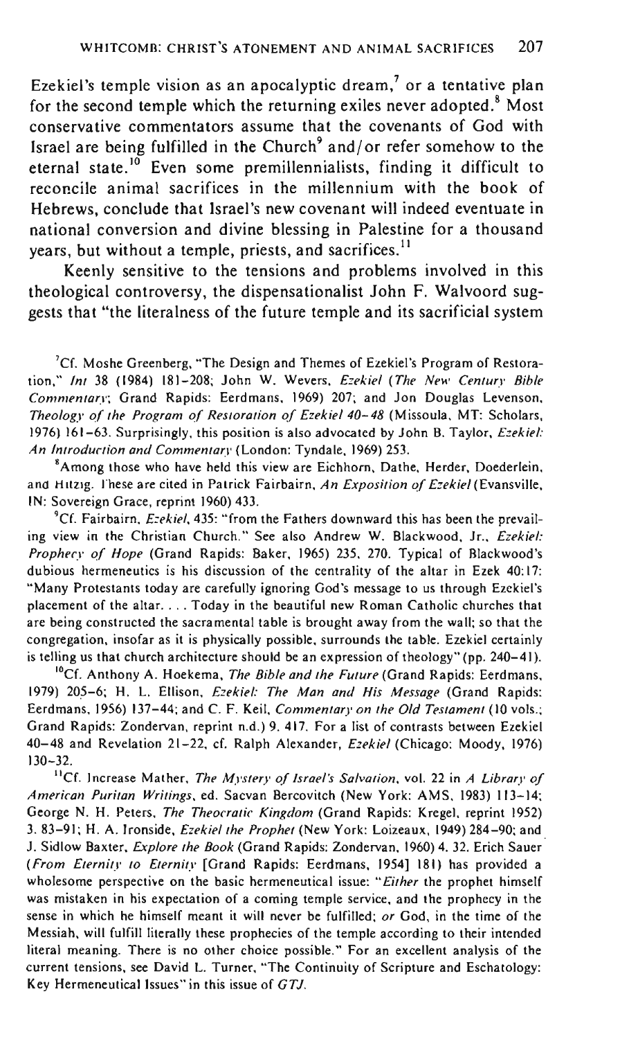Ezekiel's temple vision as an apocalyptic dream,[7] or a tentative plan for the second temple which the returning exiles never adopted.[8] Most conservative commentators assume that the covenants of God with Israel are being fulfilled in the Church[9] and/or refer somehow to the eternal state.[10] Even some premillennialists, finding it difficult to reconcile animal sacrifices in the millennium with the book of Hebrews, conclude that Israel's new covenant will indeed eventuate in national conversion and divine blessing in Palestine for a thousand years, but without a temple, priests, and sacrifices.[11]

Keenly sensitive to the tensions and problems involved in this theological controversy, the dispensationalist John F. Walvoord suggests that "the literalness of the future temple and its sacrificial system

---

[7]Cf. Moshe Greenberg, "The Design and Themes of Ezekiel's Program of Restoration," *Int* 38 (1984) 181–208; John W. Wevers, *Ezekiel* (*The New Century Bible Commentary*; Grand Rapids: Eerdmans, 1969) 207; and Jon Douglas Levenson, *Theology of the Program of Restoration of Ezekiel 40–48* (Missoula, MT: Scholars, 1976) 161–63. Surprisingly, this position is also advocated by John B. Taylor, *Ezekiel: An Introduction and Commentary* (London: Tyndale, 1969) 253.

[8]Among those who have held this view are Eichhorn, Dathe, Herder, Doederlein, and Hitzig. These are cited in Patrick Fairbairn, *An Exposition of Ezekiel* (Evansville, IN: Sovereign Grace, reprint 1960) 433.

[9]Cf. Fairbairn, *Ezekiel*, 435: "from the Fathers downward this has been the prevailing view in the Christian Church." See also Andrew W. Blackwood, Jr., *Ezekiel: Prophecy of Hope* (Grand Rapids: Baker, 1965) 235, 270. Typical of Blackwood's dubious hermeneutics is his discussion of the centrality of the altar in Ezek 40:17: "Many Protestants today are carefully ignoring God's message to us through Ezekiel's placement of the altar. . . . Today in the beautiful new Roman Catholic churches that are being constructed the sacramental table is brought away from the wall; so that the congregation, insofar as it is physically possible, surrounds the table. Ezekiel certainly is telling us that church architecture should be an expression of theology" (pp. 240–41).

[10]Cf. Anthony A. Hoekema, *The Bible and the Future* (Grand Rapids: Eerdmans, 1979) 205–6; H. L. Ellison, *Ezekiel: The Man and His Message* (Grand Rapids: Eerdmans, 1956) 137–44; and C. F. Keil, *Commentary on the Old Testament* (10 vols.; Grand Rapids: Zondervan, reprint n.d.) 9. 417. For a list of contrasts between Ezekiel 40–48 and Revelation 21–22, cf. Ralph Alexander, *Ezekiel* (Chicago: Moody, 1976) 130–32.

[11]Cf. Increase Mather, *The Mystery of Israel's Salvation*, vol. 22 in *A Library of American Puritan Writings*, ed. Sacvan Bercovitch (New York: AMS, 1983) 113–14; George N. H. Peters, *The Theocratic Kingdom* (Grand Rapids: Kregel, reprint 1952) 3. 83–91; H. A. Ironside, *Ezekiel the Prophet* (New York: Loizeaux, 1949) 284–90; and J. Sidlow Baxter, *Explore the Book* (Grand Rapids: Zondervan, 1960) 4. 32. Erich Sauer (*From Eternity to Eternity* [Grand Rapids: Eerdmans, 1954] 181) has provided a wholesome perspective on the basic hermeneutical issue: "*Either* the prophet himself was mistaken in his expectation of a coming temple service, and the prophecy in the sense in which he himself meant it will never be fulfilled; *or* God, in the time of the Messiah, will fulfill literally these prophecies of the temple according to their intended literal meaning. There is no other choice possible." For an excellent analysis of the current tensions, see David L. Turner, "The Continuity of Scripture and Eschatology: Key Hermeneutical Issues" in this issue of *GTJ*.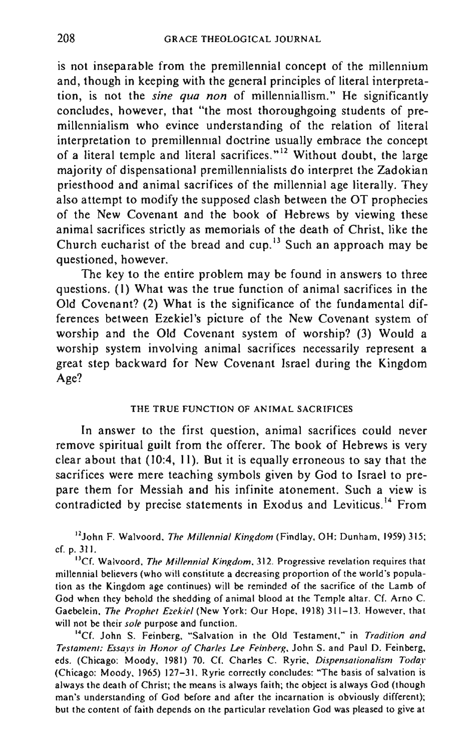is not inseparable from the premillennial concept of the millennium and, though in keeping with the general principles of literal interpretation, is not the *sine qua non* of millenniallism." He significantly concludes, however, that "the most thoroughgoing students of premillennialism who evince understanding of the relation of literal interpretation to premillennial doctrine usually embrace the concept of a literal temple and literal sacrifices."[12] Without doubt, the large majority of dispensational premillennialists do interpret the Zadokian priesthood and animal sacrifices of the millennial age literally. They also attempt to modify the supposed clash between the OT prophecies of the New Covenant and the book of Hebrews by viewing these animal sacrifices strictly as memorials of the death of Christ, like the Church eucharist of the bread and cup.[13] Such an approach may be questioned, however.

The key to the entire problem may be found in answers to three questions. (1) What was the true function of animal sacrifices in the Old Covenant? (2) What is the significance of the fundamental differences between Ezekiel's picture of the New Covenant system of worship and the Old Covenant system of worship? (3) Would a worship system involving animal sacrifices necessarily represent a great step backward for New Covenant Israel during the Kingdom Age?

## THE TRUE FUNCTION OF ANIMAL SACRIFICES

In answer to the first question, animal sacrifices could never remove spiritual guilt from the offerer. The book of Hebrews is very clear about that (10:4, 11). But it is equally erroneous to say that the sacrifices were mere teaching symbols given by God to Israel to prepare them for Messiah and his infinite atonement. Such a view is contradicted by precise statements in Exodus and Leviticus.[14] From

[12] John F. Walvoord, *The Millennial Kingdom* (Findlay, OH: Dunham, 1959) 315; cf. p. 311.

[13] Cf. Walvoord, *The Millennial Kingdom*, 312. Progressive revelation requires that millennial believers (who will constitute a decreasing proportion of the world's population as the Kingdom age continues) will be reminded of the sacrifice of the Lamb of God when they behold the shedding of animal blood at the Temple altar. Cf. Arno C. Gaebelein, *The Prophet Ezekiel* (New York: Our Hope, 1918) 311–13. However, that will not be their *sole* purpose and function.

[14] Cf. John S. Feinberg, "Salvation in the Old Testament," in *Tradition and Testament: Essays in Honor of Charles Lee Feinberg*, John S. and Paul D. Feinberg, eds. (Chicago: Moody, 1981) 70. Cf. Charles C. Ryrie, *Dispensationalism Today* (Chicago: Moody, 1965) 127–31. Ryrie correctly concludes: "The basis of salvation is always the death of Christ; the means is always faith; the object is always God (though man's understanding of God before and after the incarnation is obviously different); but the content of faith depends on the particular revelation God was pleased to give at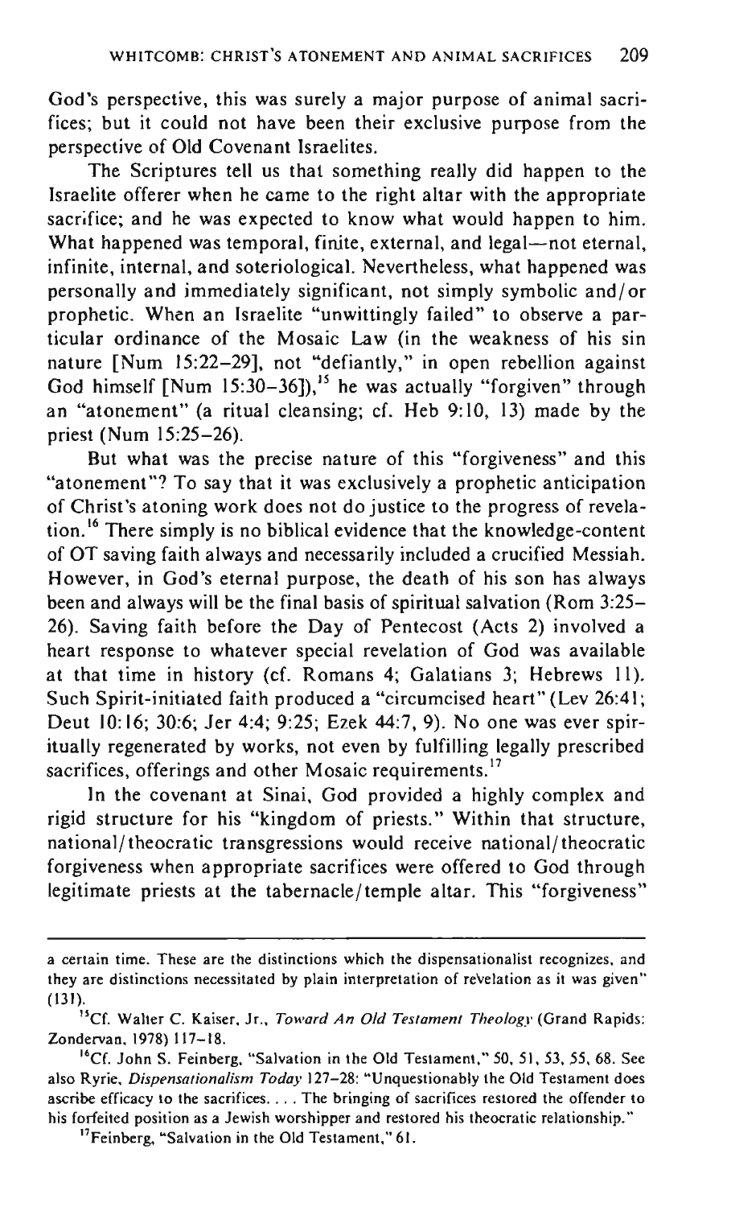God's perspective, this was surely a major purpose of animal sacrifices; but it could not have been their exclusive purpose from the perspective of Old Covenant Israelites.

The Scriptures tell us that something really did happen to the Israelite offerer when he came to the right altar with the appropriate sacrifice; and he was expected to know what would happen to him. What happened was temporal, finite, external, and legal—not eternal, infinite, internal, and soteriological. Nevertheless, what happened was personally and immediately significant, not simply symbolic and/or prophetic. When an Israelite "unwittingly failed" to observe a particular ordinance of the Mosaic Law (in the weakness of his sin nature [Num 15:22–29], not "defiantly," in open rebellion against God himself [Num 15:30–36]),[15] he was actually "forgiven" through an "atonement" (a ritual cleansing; cf. Heb 9:10, 13) made by the priest (Num 15:25–26).

But what was the precise nature of this "forgiveness" and this "atonement"? To say that it was exclusively a prophetic anticipation of Christ's atoning work does not do justice to the progress of revelation.[16] There simply is no biblical evidence that the knowledge-content of OT saving faith always and necessarily included a crucified Messiah. However, in God's eternal purpose, the death of his son has always been and always will be the final basis of spiritual salvation (Rom 3:25–26). Saving faith before the Day of Pentecost (Acts 2) involved a heart response to whatever special revelation of God was available at that time in history (cf. Romans 4; Galatians 3; Hebrews 11). Such Spirit-initiated faith produced a "circumcised heart" (Lev 26:41; Deut 10:16; 30:6; Jer 4:4; 9:25; Ezek 44:7, 9). No one was ever spiritually regenerated by works, not even by fulfilling legally prescribed sacrifices, offerings and other Mosaic requirements.[17]

In the covenant at Sinai, God provided a highly complex and rigid structure for his "kingdom of priests." Within that structure, national/theocratic transgressions would receive national/theocratic forgiveness when appropriate sacrifices were offered to God through legitimate priests at the tabernacle/temple altar. This "forgiveness"

---

a certain time. These are the distinctions which the dispensationalist recognizes, and they are distinctions necessitated by plain interpretation of revelation as it was given" (131).

[15] Cf. Walter C. Kaiser, Jr., *Toward An Old Testament Theology* (Grand Rapids: Zondervan, 1978) 117–18.

[16] Cf. John S. Feinberg, "Salvation in the Old Testament," 50, 51, 53, 55, 68. See also Ryrie, *Dispensationalism Today* 127–28: "Unquestionably the Old Testament does ascribe efficacy to the sacrifices. . . . The bringing of sacrifices restored the offender to his forfeited position as a Jewish worshipper and restored his theocratic relationship."

[17] Feinberg, "Salvation in the Old Testament," 61.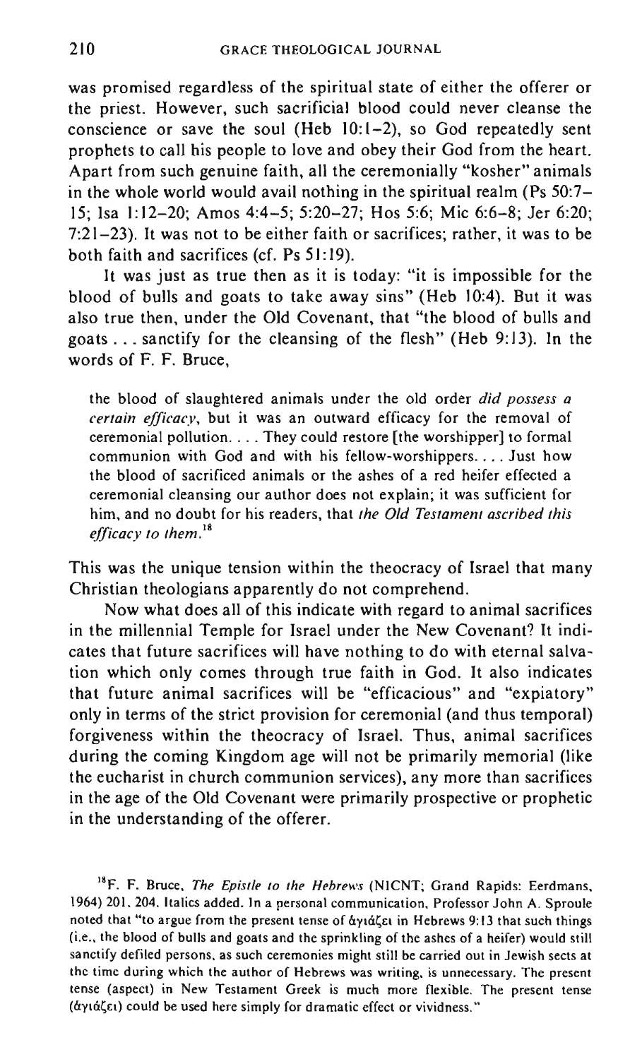was promised regardless of the spiritual state of either the offerer or the priest. However, such sacrificial blood could never cleanse the conscience or save the soul (Heb 10:1–2), so God repeatedly sent prophets to call his people to love and obey their God from the heart. Apart from such genuine faith, all the ceremonially "kosher" animals in the whole world would avail nothing in the spiritual realm (Ps 50:7–15; Isa 1:12–20; Amos 4:4–5; 5:20–27; Hos 5:6; Mic 6:6–8; Jer 6:20; 7:21–23). It was not to be either faith or sacrifices; rather, it was to be both faith and sacrifices (cf. Ps 51:19).

It was just as true then as it is today: "it is impossible for the blood of bulls and goats to take away sins" (Heb 10:4). But it was also true then, under the Old Covenant, that "the blood of bulls and goats . . . sanctify for the cleansing of the flesh" (Heb 9:13). In the words of F. F. Bruce,

> the blood of slaughtered animals under the old order *did possess a certain efficacy*, but it was an outward efficacy for the removal of ceremonial pollution. . . . They could restore [the worshipper] to formal communion with God and with his fellow-worshippers. . . . Just how the blood of sacrificed animals or the ashes of a red heifer effected a ceremonial cleansing our author does not explain; it was sufficient for him, and no doubt for his readers, that *the Old Testament ascribed this efficacy to them*.[18]

This was the unique tension within the theocracy of Israel that many Christian theologians apparently do not comprehend.

Now what does all of this indicate with regard to animal sacrifices in the millennial Temple for Israel under the New Covenant? It indicates that future sacrifices will have nothing to do with eternal salvation which only comes through true faith in God. It also indicates that future animal sacrifices will be "efficacious" and "expiatory" only in terms of the strict provision for ceremonial (and thus temporal) forgiveness within the theocracy of Israel. Thus, animal sacrifices during the coming Kingdom age will not be primarily memorial (like the eucharist in church communion services), any more than sacrifices in the age of the Old Covenant were primarily prospective or prophetic in the understanding of the offerer.

[18] F. F. Bruce, *The Epistle to the Hebrews* (NICNT; Grand Rapids: Eerdmans, 1964) 201, 204. Italics added. In a personal communication, Professor John A. Sproule noted that "to argue from the present tense of ἁγιάζει in Hebrews 9:13 that such things (i.e., the blood of bulls and goats and the sprinkling of the ashes of a heifer) would still sanctify defiled persons, as such ceremonies might still be carried out in Jewish sects at the time during which the author of Hebrews was writing, is unnecessary. The present tense (aspect) in New Testament Greek is much more flexible. The present tense (ἁγιάζει) could be used here simply for dramatic effect or vividness."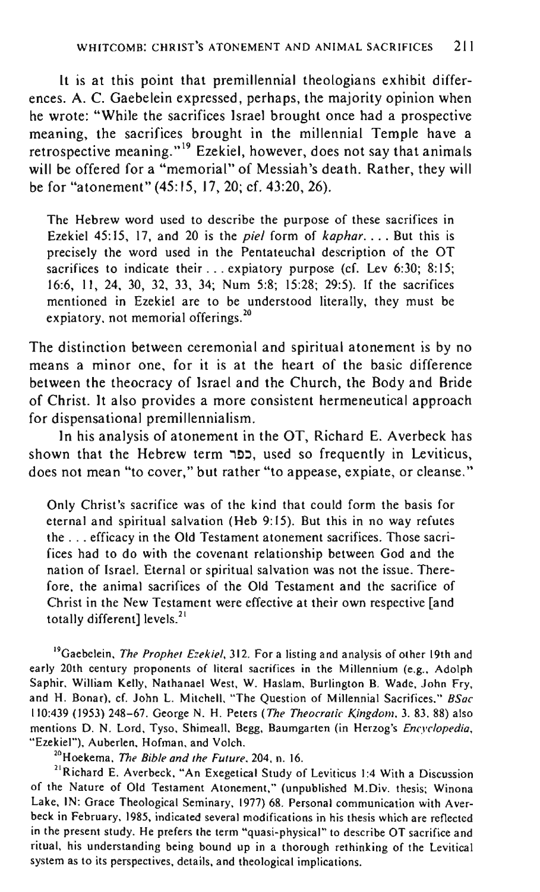It is at this point that premillennial theologians exhibit differences. A. C. Gaebelein expressed, perhaps, the majority opinion when he wrote: "While the sacrifices Israel brought once had a prospective meaning, the sacrifices brought in the millennial Temple have a retrospective meaning."[19] Ezekiel, however, does not say that animals will be offered for a "memorial" of Messiah's death. Rather, they will be for "atonement" (45:15, 17, 20; cf. 43:20, 26).

> The Hebrew word used to describe the purpose of these sacrifices in Ezekiel 45:15, 17, and 20 is the *piel* form of *kaphar*. . . . But this is precisely the word used in the Pentateuchal description of the OT sacrifices to indicate their . . . expiatory purpose (cf. Lev 6:30; 8:15; 16:6, 11, 24, 30, 32, 33, 34; Num 5:8; 15:28; 29:5). If the sacrifices mentioned in Ezekiel are to be understood literally, they must be expiatory, not memorial offerings.[20]

The distinction between ceremonial and spiritual atonement is by no means a minor one, for it is at the heart of the basic difference between the theocracy of Israel and the Church, the Body and Bride of Christ. It also provides a more consistent hermeneutical approach for dispensational premillennialism.

In his analysis of atonement in the OT, Richard E. Averbeck has shown that the Hebrew term כפר, used so frequently in Leviticus, does not mean "to cover," but rather "to appease, expiate, or cleanse."

> Only Christ's sacrifice was of the kind that could form the basis for eternal and spiritual salvation (Heb 9:15). But this in no way refutes the . . . efficacy in the Old Testament atonement sacrifices. Those sacrifices had to do with the covenant relationship between God and the nation of Israel. Eternal or spiritual salvation was not the issue. Therefore, the animal sacrifices of the Old Testament and the sacrifice of Christ in the New Testament were effective at their own respective [and totally different] levels.[21]

[19] Gaebelein, *The Prophet Ezekiel*, 312. For a listing and analysis of other 19th and early 20th century proponents of literal sacrifices in the Millennium (e.g., Adolph Saphir, William Kelly, Nathanael West, W. Haslam, Burlington B. Wade, John Fry, and H. Bonar), cf. John L. Mitchell, "The Question of Millennial Sacrifices," *BSac* 110:439 (1953) 248–67. George N. H. Peters (*The Theocratic Kingdom*, 3. 83, 88) also mentions D. N. Lord, Tyso, Shimeall, Begg, Baumgarten (in Herzog's *Encyclopedia*, "Ezekiel"), Auberlen, Hofman, and Volch.

[20] Hoekema, *The Bible and the Future*, 204, n. 16.

[21] Richard E. Averbeck, "An Exegetical Study of Leviticus 1:4 With a Discussion of the Nature of Old Testament Atonement," (unpublished M.Div. thesis; Winona Lake, IN: Grace Theological Seminary, 1977) 68. Personal communication with Averbeck in February, 1985, indicated several modifications in his thesis which are reflected in the present study. He prefers the term "quasi-physical" to describe OT sacrifice and ritual, his understanding being bound up in a thorough rethinking of the Levitical system as to its perspectives, details, and theological implications.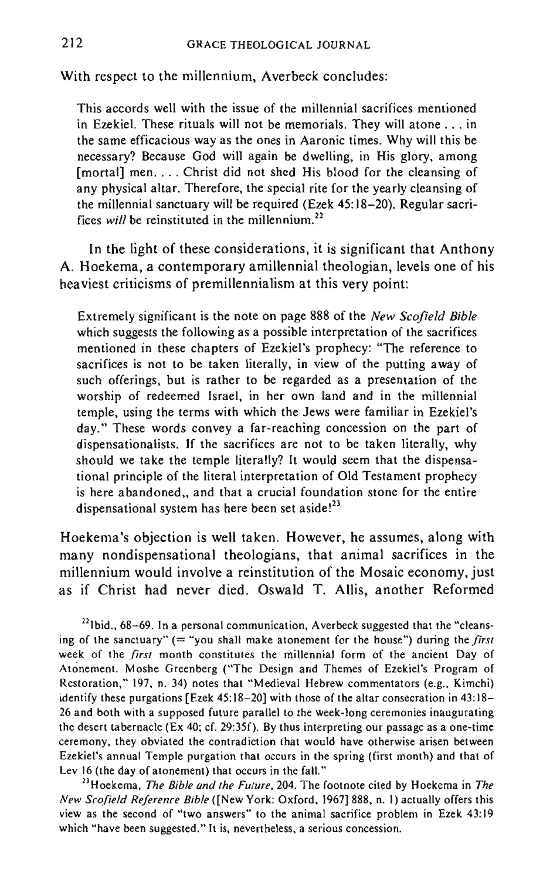With respect to the millennium, Averbeck concludes:

> This accords well with the issue of the millennial sacrifices mentioned in Ezekiel. These rituals will not be memorials. They will atone . . . in the same efficacious way as the ones in Aaronic times. Why will this be necessary? Because God will again be dwelling, in His glory, among [mortal] men. . . . Christ did not shed His blood for the cleansing of any physical altar. Therefore, the special rite for the yearly cleansing of the millennial sanctuary will be required (Ezek 45:18–20). Regular sacrifices *will* be reinstituted in the millennium.[22]

In the light of these considerations, it is significant that Anthony A. Hoekema, a contemporary amillennial theologian, levels one of his heaviest criticisms of premillennialism at this very point:

> Extremely significant is the note on page 888 of the *New Scofield Bible* which suggests the following as a possible interpretation of the sacrifices mentioned in these chapters of Ezekiel's prophecy: "The reference to sacrifices is not to be taken literally, in view of the putting away of such offerings, but is rather to be regarded as a presentation of the worship of redeemed Israel, in her own land and in the millennial temple, using the terms with which the Jews were familiar in Ezekiel's day." These words convey a far-reaching concession on the part of dispensationalists. If the sacrifices are not to be taken literally, why should we take the temple literally? It would seem that the dispensational principle of the literal interpretation of Old Testament prophecy is here abandoned,, and that a crucial foundation stone for the entire dispensational system has here been set aside![23]

Hoekema's objection is well taken. However, he assumes, along with many nondispensational theologians, that animal sacrifices in the millennium would involve a reinstitution of the Mosaic economy, just as if Christ had never died. Oswald T. Allis, another Reformed

[22] Ibid., 68–69. In a personal communication, Averbeck suggested that the "cleansing of the sanctuary" (= "you shall make atonement for the house") during the *first* week of the *first* month constitutes the millennial form of the ancient Day of Atonement. Moshe Greenberg ("The Design and Themes of Ezekiel's Program of Restoration," 197, n. 34) notes that "Medieval Hebrew commentators (e.g., Kimchi) identify these purgations [Ezek 45:18–20] with those of the altar consecration in 43:18–26 and both with a supposed future parallel to the week-long ceremonies inaugurating the desert tabernacle (Ex 40; cf. 29:35f). By thus interpreting our passage as a one-time ceremony, they obviated the contradiction that would have otherwise arisen between Ezekiel's annual Temple purgation that occurs in the spring (first month) and that of Lev 16 (the day of atonement) that occurs in the fall."

[23] Hoekema, *The Bible and the Future*, 204. The footnote cited by Hoekema in *The New Scofield Reference Bible* ([New York: Oxford, 1967] 888, n. 1) actually offers this view as the second of "two answers" to the animal sacrifice problem in Ezek 43:19 which "have been suggested." It is, nevertheless, a serious concession.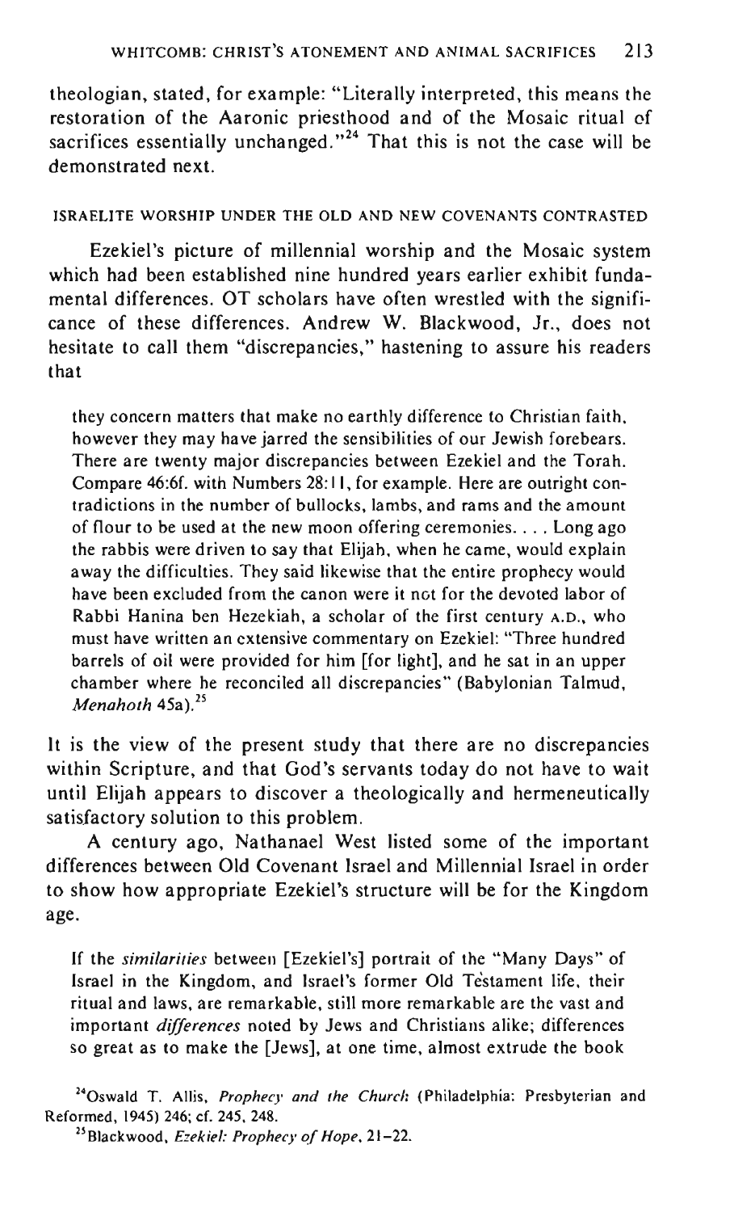theologian, stated, for example: "Literally interpreted, this means the restoration of the Aaronic priesthood and of the Mosaic ritual of sacrifices essentially unchanged."[24] That this is not the case will be demonstrated next.

## ISRAELITE WORSHIP UNDER THE OLD AND NEW COVENANTS CONTRASTED

Ezekiel's picture of millennial worship and the Mosaic system which had been established nine hundred years earlier exhibit fundamental differences. OT scholars have often wrestled with the significance of these differences. Andrew W. Blackwood, Jr., does not hesitate to call them "discrepancies," hastening to assure his readers that

> they concern matters that make no earthly difference to Christian faith, however they may have jarred the sensibilities of our Jewish forebears. There are twenty major discrepancies between Ezekiel and the Torah. Compare 46:6f. with Numbers 28:11, for example. Here are outright contradictions in the number of bullocks, lambs, and rams and the amount of flour to be used at the new moon offering ceremonies. . . . Long ago the rabbis were driven to say that Elijah, when he came, would explain away the difficulties. They said likewise that the entire prophecy would have been excluded from the canon were it not for the devoted labor of Rabbi Hanina ben Hezekiah, a scholar of the first century A.D., who must have written an extensive commentary on Ezekiel: "Three hundred barrels of oil were provided for him [for light], and he sat in an upper chamber where he reconciled all discrepancies" (Babylonian Talmud, *Menahoth* 45a).[25]

It is the view of the present study that there are no discrepancies within Scripture, and that God's servants today do not have to wait until Elijah appears to discover a theologically and hermeneutically satisfactory solution to this problem.

A century ago, Nathanael West listed some of the important differences between Old Covenant Israel and Millennial Israel in order to show how appropriate Ezekiel's structure will be for the Kingdom age.

> If the *similarities* between [Ezekiel's] portrait of the "Many Days" of Israel in the Kingdom, and Israel's former Old Testament life, their ritual and laws, are remarkable, still more remarkable are the vast and important *differences* noted by Jews and Christians alike; differences so great as to make the [Jews], at one time, almost extrude the book

[24] Oswald T. Allis, *Prophecy and the Church* (Philadelphia: Presbyterian and Reformed, 1945) 246; cf. 245, 248.

[25] Blackwood, *Ezekiel: Prophecy of Hope*, 21–22.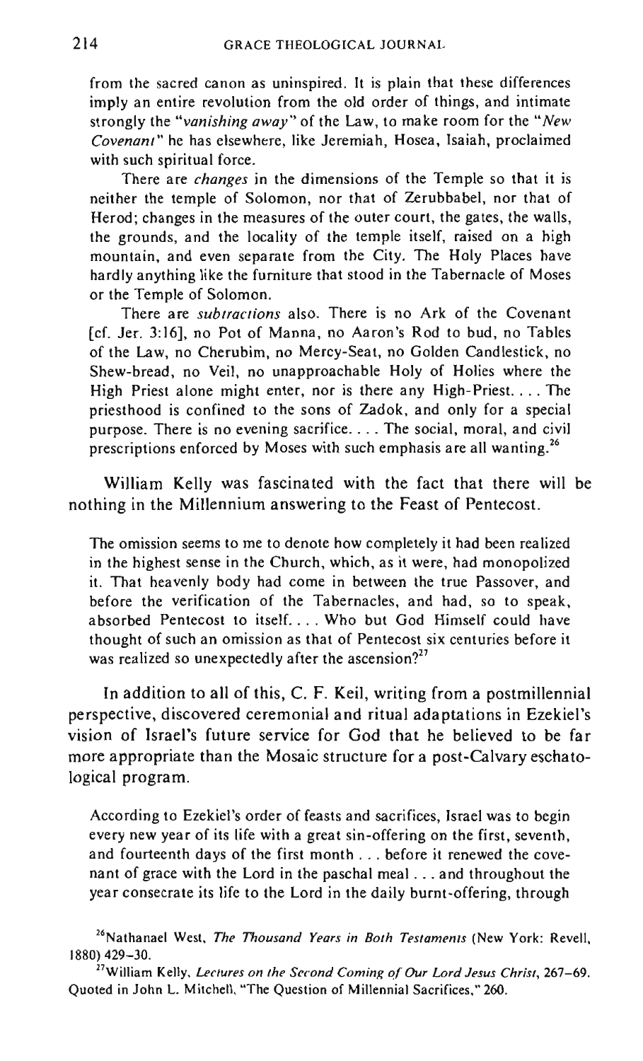from the sacred canon as uninspired. It is plain that these differences imply an entire revolution from the old order of things, and intimate strongly the "*vanishing away*" of the Law, to make room for the "*New Covenant*" he has elsewhere, like Jeremiah, Hosea, Isaiah, proclaimed with such spiritual force.

There are *changes* in the dimensions of the Temple so that it is neither the temple of Solomon, nor that of Zerubbabel, nor that of Herod; changes in the measures of the outer court, the gates, the walls, the grounds, and the locality of the temple itself, raised on a high mountain, and even separate from the City. The Holy Places have hardly anything like the furniture that stood in the Tabernacle of Moses or the Temple of Solomon.

There are *subtractions* also. There is no Ark of the Covenant [cf. Jer. 3:16], no Pot of Manna, no Aaron's Rod to bud, no Tables of the Law, no Cherubim, no Mercy-Seat, no Golden Candlestick, no Shew-bread, no Veil, no unapproachable Holy of Holies where the High Priest alone might enter, nor is there any High-Priest. . . . The priesthood is confined to the sons of Zadok, and only for a special purpose. There is no evening sacrifice. . . . The social, moral, and civil prescriptions enforced by Moses with such emphasis are all wanting.[26]

William Kelly was fascinated with the fact that there will be nothing in the Millennium answering to the Feast of Pentecost.

The omission seems to me to denote how completely it had been realized in the highest sense in the Church, which, as it were, had monopolized it. That heavenly body had come in between the true Passover, and before the verification of the Tabernacles, and had, so to speak, absorbed Pentecost to itself. . . . Who but God Himself could have thought of such an omission as that of Pentecost six centuries before it was realized so unexpectedly after the ascension?[27]

In addition to all of this, C. F. Keil, writing from a postmillennial perspective, discovered ceremonial and ritual adaptations in Ezekiel's vision of Israel's future service for God that he believed to be far more appropriate than the Mosaic structure for a post-Calvary eschatological program.

According to Ezekiel's order of feasts and sacrifices, Israel was to begin every new year of its life with a great sin-offering on the first, seventh, and fourteenth days of the first month . . . before it renewed the covenant of grace with the Lord in the paschal meal . . . and throughout the year consecrate its life to the Lord in the daily burnt-offering, through

[26] Nathanael West, *The Thousand Years in Both Testaments* (New York: Revell, 1880) 429–30.

[27] William Kelly, *Lectures on the Second Coming of Our Lord Jesus Christ*, 267–69. Quoted in John L. Mitchell, "The Question of Millennial Sacrifices," 260.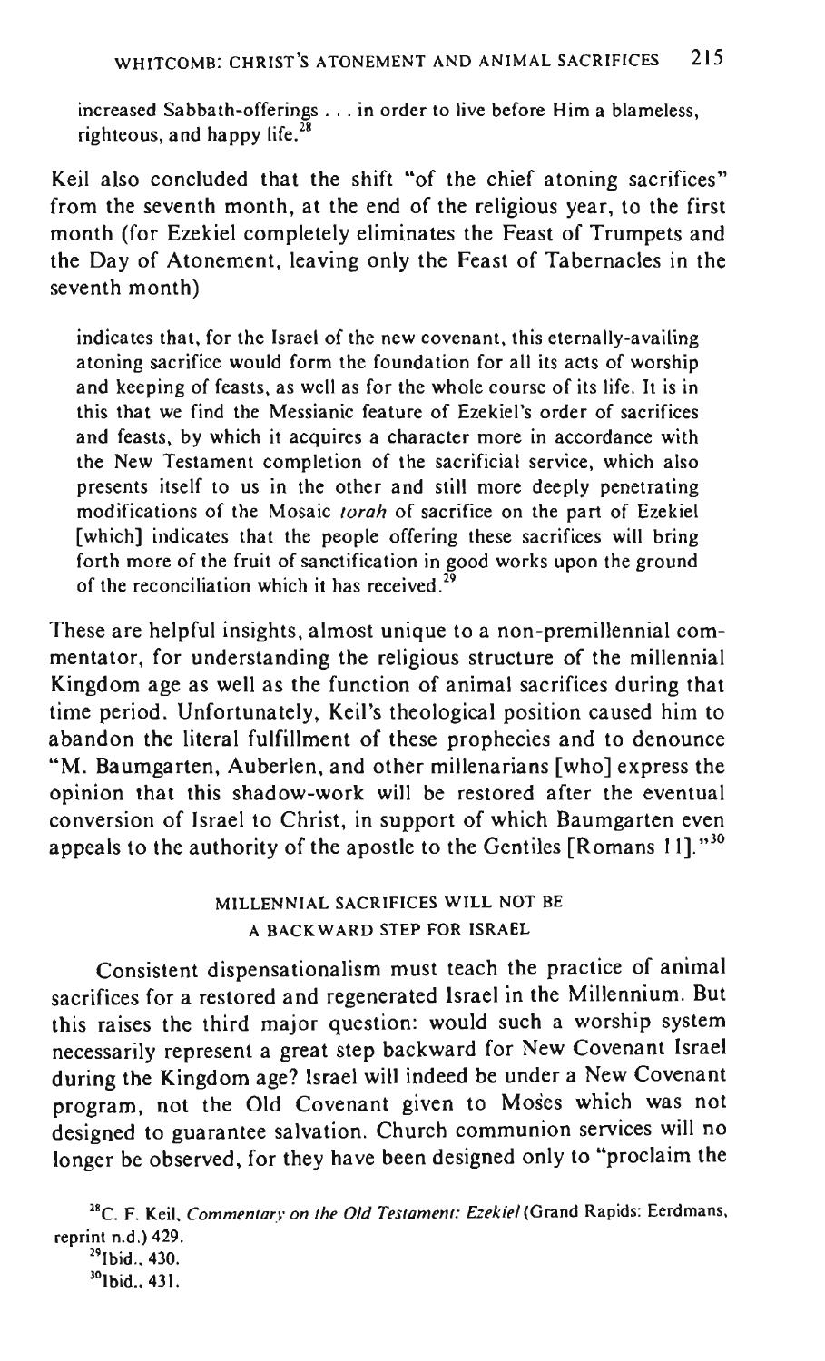> increased Sabbath-offerings . . . in order to live before Him a blameless, righteous, and happy life.[28]

Keil also concluded that the shift "of the chief atoning sacrifices" from the seventh month, at the end of the religious year, to the first month (for Ezekiel completely eliminates the Feast of Trumpets and the Day of Atonement, leaving only the Feast of Tabernacles in the seventh month)

> indicates that, for the Israel of the new covenant, this eternally-availing atoning sacrifice would form the foundation for all its acts of worship and keeping of feasts, as well as for the whole course of its life. It is in this that we find the Messianic feature of Ezekiel's order of sacrifices and feasts, by which it acquires a character more in accordance with the New Testament completion of the sacrificial service, which also presents itself to us in the other and still more deeply penetrating modifications of the Mosaic *torah* of sacrifice on the part of Ezekiel [which] indicates that the people offering these sacrifices will bring forth more of the fruit of sanctification in good works upon the ground of the reconciliation which it has received.[29]

These are helpful insights, almost unique to a non-premillennial commentator, for understanding the religious structure of the millennial Kingdom age as well as the function of animal sacrifices during that time period. Unfortunately, Keil's theological position caused him to abandon the literal fulfillment of these prophecies and to denounce "M. Baumgarten, Auberlen, and other millenarians [who] express the opinion that this shadow-work will be restored after the eventual conversion of Israel to Christ, in support of which Baumgarten even appeals to the authority of the apostle to the Gentiles [Romans 11]."[30]

## MILLENNIAL SACRIFICES WILL NOT BE A BACKWARD STEP FOR ISRAEL

Consistent dispensationalism must teach the practice of animal sacrifices for a restored and regenerated Israel in the Millennium. But this raises the third major question: would such a worship system necessarily represent a great step backward for New Covenant Israel during the Kingdom age? Israel will indeed be under a New Covenant program, not the Old Covenant given to Moses which was not designed to guarantee salvation. Church communion services will no longer be observed, for they have been designed only to "proclaim the

---

[28] C. F. Keil, *Commentary on the Old Testament: Ezekiel* (Grand Rapids: Eerdmans, reprint n.d.) 429.

[29] Ibid., 430.

[30] Ibid., 431.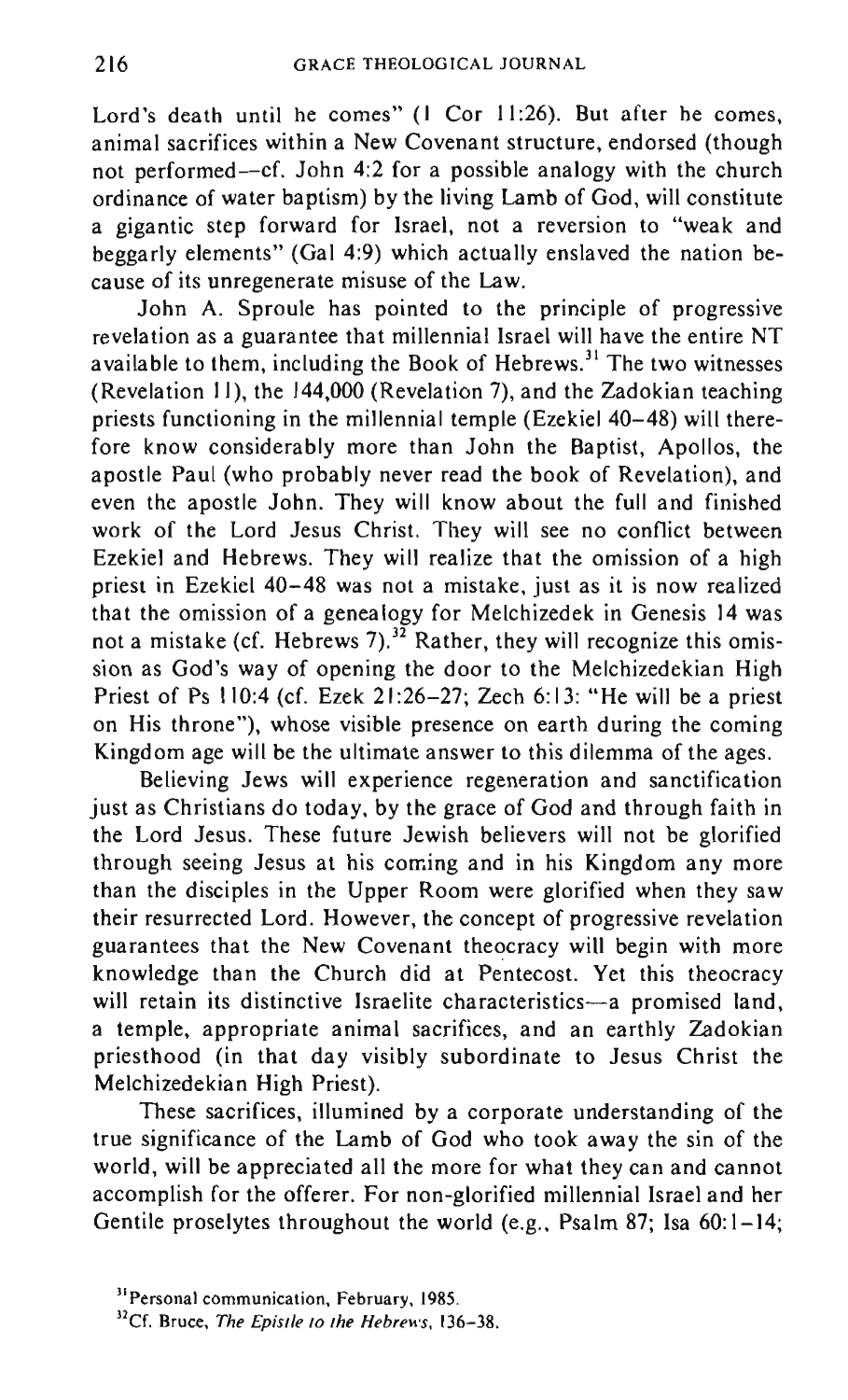Lord's death until he comes" (1 Cor 11:26). But after he comes, animal sacrifices within a New Covenant structure, endorsed (though not performed—cf. John 4:2 for a possible analogy with the church ordinance of water baptism) by the living Lamb of God, will constitute a gigantic step forward for Israel, not a reversion to "weak and beggarly elements" (Gal 4:9) which actually enslaved the nation because of its unregenerate misuse of the Law.

John A. Sproule has pointed to the principle of progressive revelation as a guarantee that millennial Israel will have the entire NT available to them, including the Book of Hebrews.[31] The two witnesses (Revelation 11), the 144,000 (Revelation 7), and the Zadokian teaching priests functioning in the millennial temple (Ezekiel 40–48) will therefore know considerably more than John the Baptist, Apollos, the apostle Paul (who probably never read the book of Revelation), and even the apostle John. They will know about the full and finished work of the Lord Jesus Christ. They will see no conflict between Ezekiel and Hebrews. They will realize that the omission of a high priest in Ezekiel 40–48 was not a mistake, just as it is now realized that the omission of a genealogy for Melchizedek in Genesis 14 was not a mistake (cf. Hebrews 7).[32] Rather, they will recognize this omission as God's way of opening the door to the Melchizedekian High Priest of Ps 110:4 (cf. Ezek 21:26–27; Zech 6:13: "He will be a priest on His throne"), whose visible presence on earth during the coming Kingdom age will be the ultimate answer to this dilemma of the ages.

Believing Jews will experience regeneration and sanctification just as Christians do today, by the grace of God and through faith in the Lord Jesus. These future Jewish believers will not be glorified through seeing Jesus at his coming and in his Kingdom any more than the disciples in the Upper Room were glorified when they saw their resurrected Lord. However, the concept of progressive revelation guarantees that the New Covenant theocracy will begin with more knowledge than the Church did at Pentecost. Yet this theocracy will retain its distinctive Israelite characteristics—a promised land, a temple, appropriate animal sacrifices, and an earthly Zadokian priesthood (in that day visibly subordinate to Jesus Christ the Melchizedekian High Priest).

These sacrifices, illumined by a corporate understanding of the true significance of the Lamb of God who took away the sin of the world, will be appreciated all the more for what they can and cannot accomplish for the offerer. For non-glorified millennial Israel and her Gentile proselytes throughout the world (e.g., Psalm 87; Isa 60:1–14;

[31] Personal communication, February, 1985.

[32] Cf. Bruce, *The Epistle to the Hebrews*, 136–38.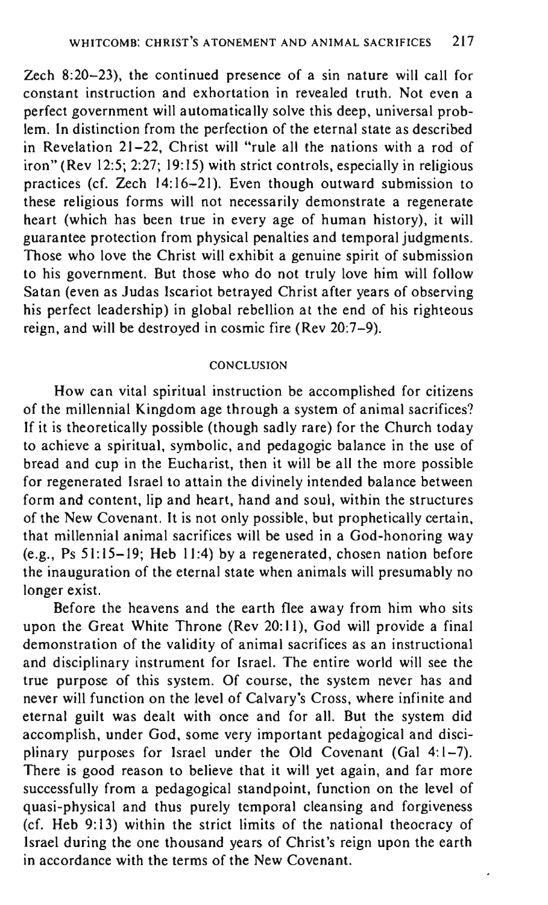Zech 8:20–23), the continued presence of a sin nature will call for constant instruction and exhortation in revealed truth. Not even a perfect government will automatically solve this deep, universal problem. In distinction from the perfection of the eternal state as described in Revelation 21–22, Christ will "rule all the nations with a rod of iron" (Rev 12:5; 2:27; 19:15) with strict controls, especially in religious practices (cf. Zech 14:16–21). Even though outward submission to these religious forms will not necessarily demonstrate a regenerate heart (which has been true in every age of human history), it will guarantee protection from physical penalties and temporal judgments. Those who love the Christ will exhibit a genuine spirit of submission to his government. But those who do not truly love him will follow Satan (even as Judas Iscariot betrayed Christ after years of observing his perfect leadership) in global rebellion at the end of his righteous reign, and will be destroyed in cosmic fire (Rev 20:7–9).

## CONCLUSION

How can vital spiritual instruction be accomplished for citizens of the millennial Kingdom age through a system of animal sacrifices? If it is theoretically possible (though sadly rare) for the Church today to achieve a spiritual, symbolic, and pedagogic balance in the use of bread and cup in the Eucharist, then it will be all the more possible for regenerated Israel to attain the divinely intended balance between form and content, lip and heart, hand and soul, within the structures of the New Covenant. It is not only possible, but prophetically certain, that millennial animal sacrifices will be used in a God-honoring way (e.g., Ps 51:15–19; Heb 11:4) by a regenerated, chosen nation before the inauguration of the eternal state when animals will presumably no longer exist.

Before the heavens and the earth flee away from him who sits upon the Great White Throne (Rev 20:11), God will provide a final demonstration of the validity of animal sacrifices as an instructional and disciplinary instrument for Israel. The entire world will see the true purpose of this system. Of course, the system never has and never will function on the level of Calvary's Cross, where infinite and eternal guilt was dealt with once and for all. But the system did accomplish, under God, some very important pedagogical and disciplinary purposes for Israel under the Old Covenant (Gal 4:1–7). There is good reason to believe that it will yet again, and far more successfully from a pedagogical standpoint, function on the level of quasi-physical and thus purely temporal cleansing and forgiveness (cf. Heb 9:13) within the strict limits of the national theocracy of Israel during the one thousand years of Christ's reign upon the earth in accordance with the terms of the New Covenant.